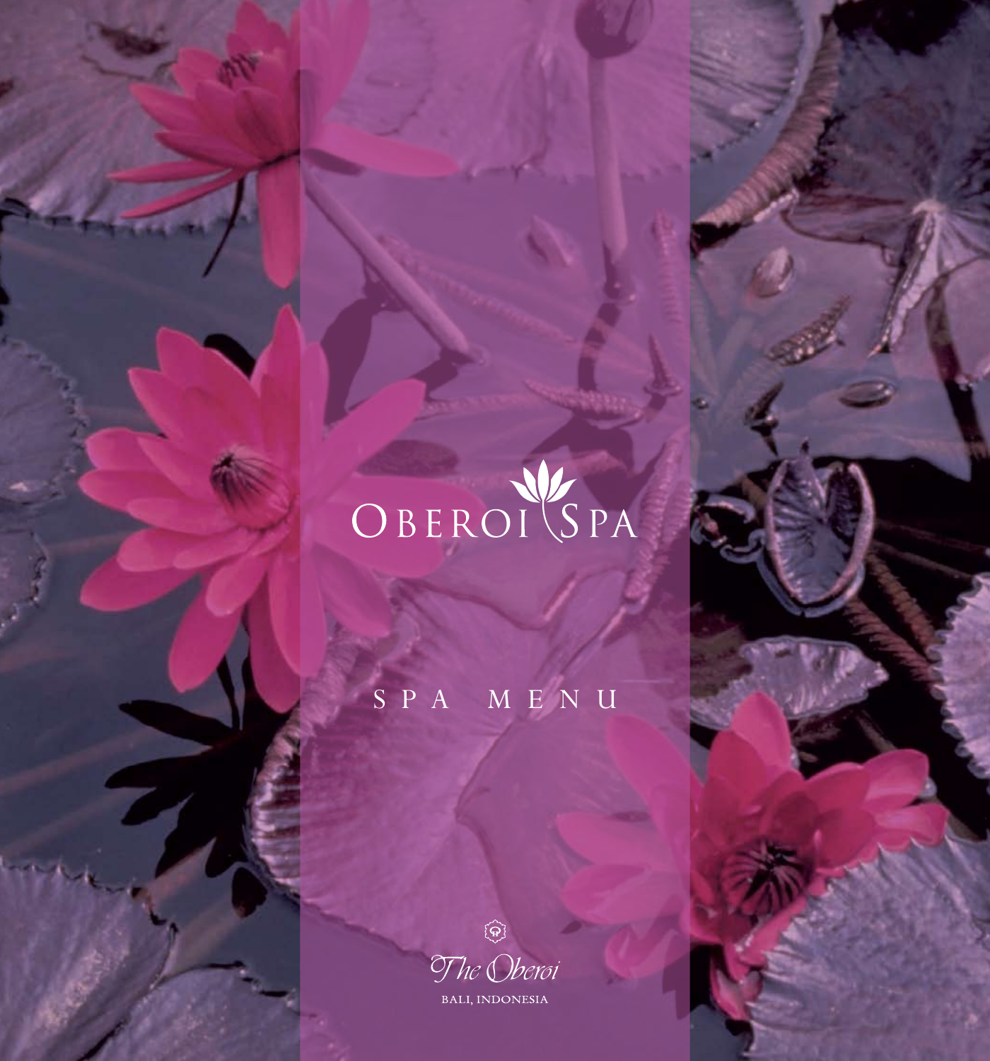# OBEROI SPA

## SPA MENU

The Oberoi

BALI, INDONESIA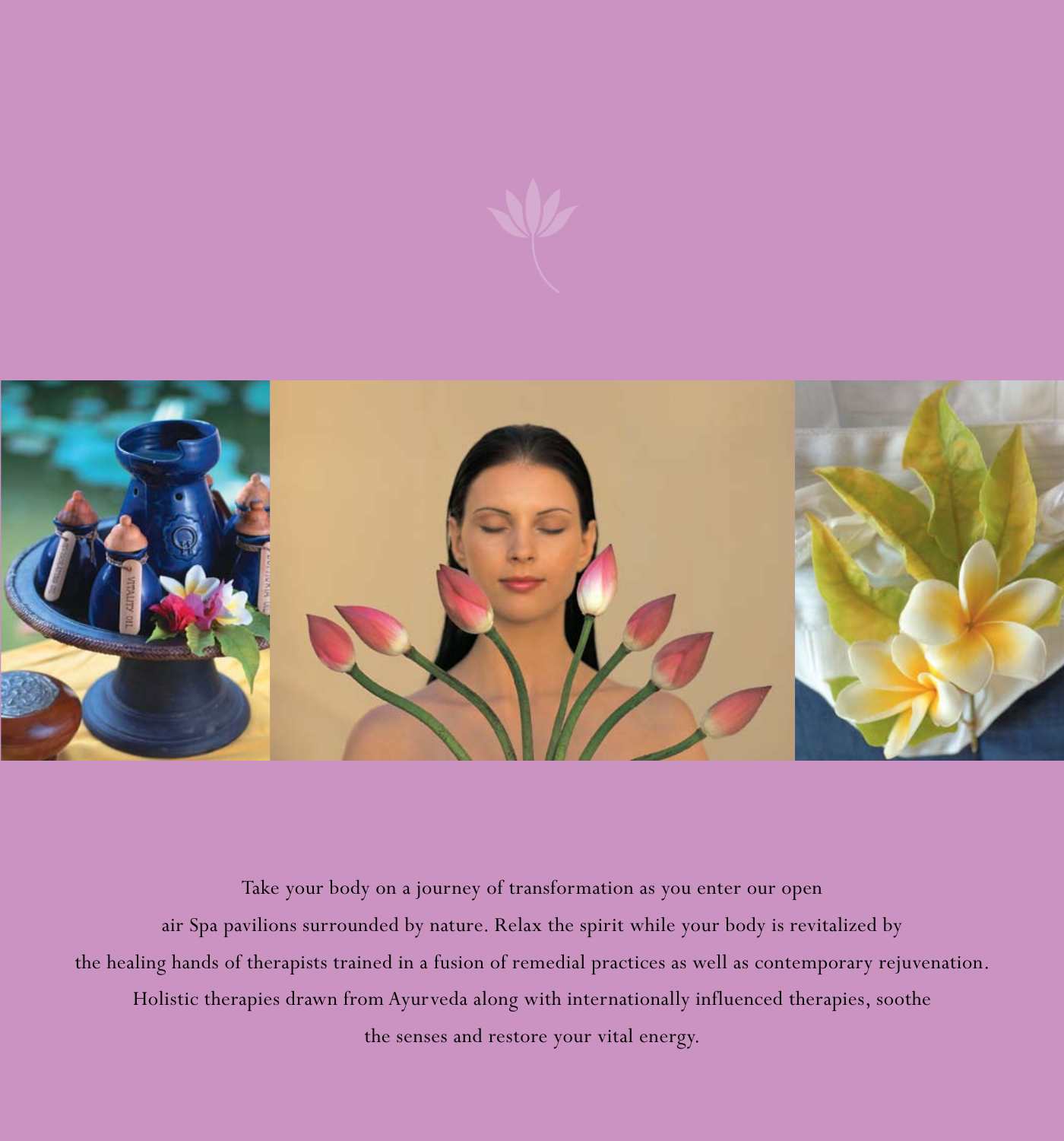Take your body on a journey of transformation as you enter our open air Spa pavilions surrounded by nature. Relax the spirit while your body is revitalized by the healing hands of therapists trained in a fusion of remedial practices as well as contemporary rejuvenation. Holistic therapies drawn from Ayurveda along with internationally influenced therapies, soothe the senses and restore your vital energy.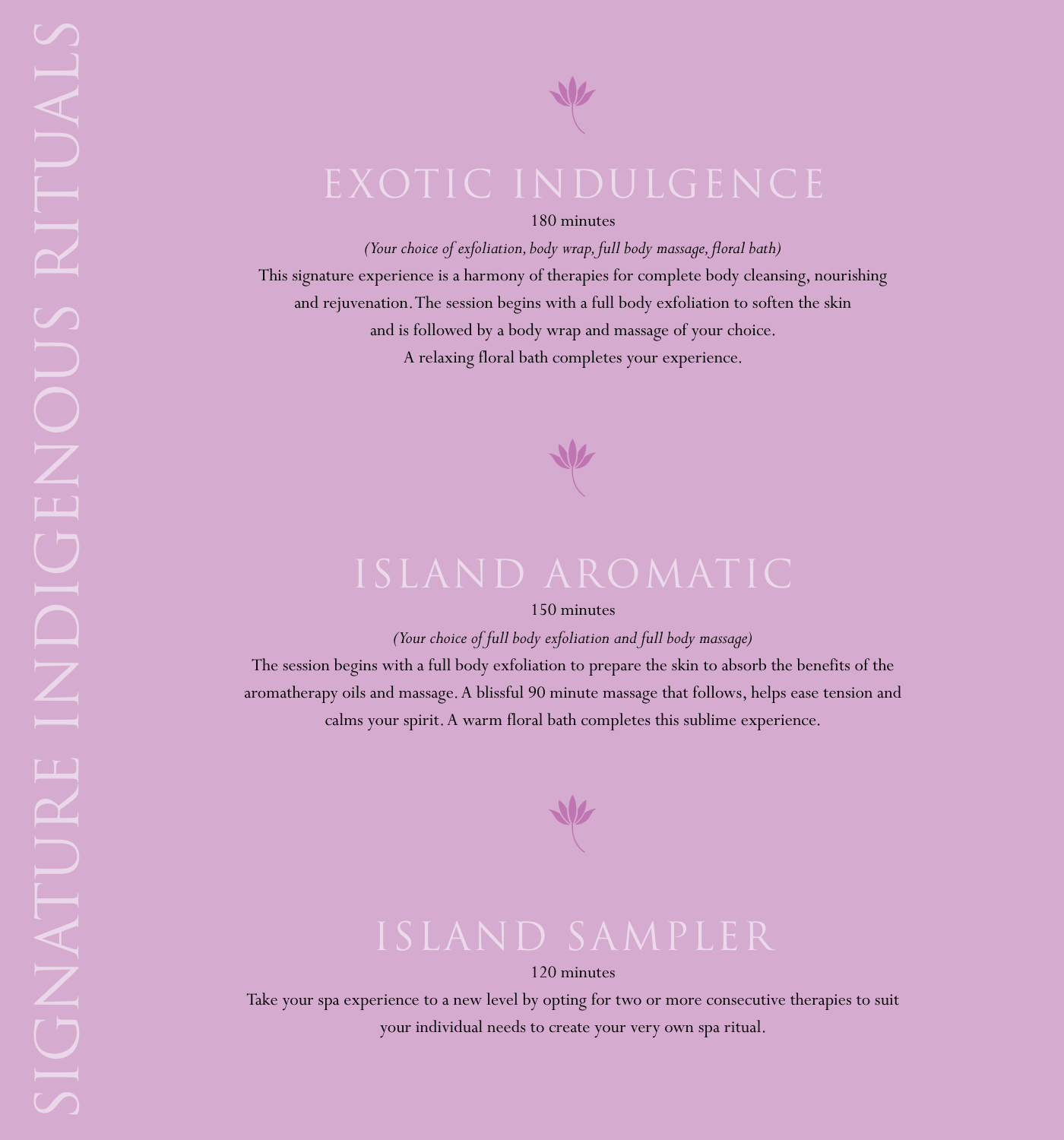# SIGNATURE INDIGENOUS RITUALS

## EXOTIC INDULGENCE

180 minutes

*(Your choice of exfoliation, body wrap, full body massage, floral bath)*

This signature experience is a harmony of therapies for complete body cleansing, nourishing and rejuvenation. The session begins with a full body exfoliation to soften the skin and is followed by a body wrap and massage of your choice. A relaxing floral bath completes your experience.

## ISLAND AROMATIC

150 minutes

*(Your choice of full body exfoliation and full body massage)*

The session begins with a full body exfoliation to prepare the skin to absorb the benefits of the aromatherapy oils and massage. A blissful 90 minute massage that follows, helps ease tension and calms your spirit. A warm floral bath completes this sublime experience.

## ISLAND SAMPLER

120 minutes

Take your spa experience to a new level by opting for two or more consecutive therapies to suit your individual needs to create your very own spa ritual.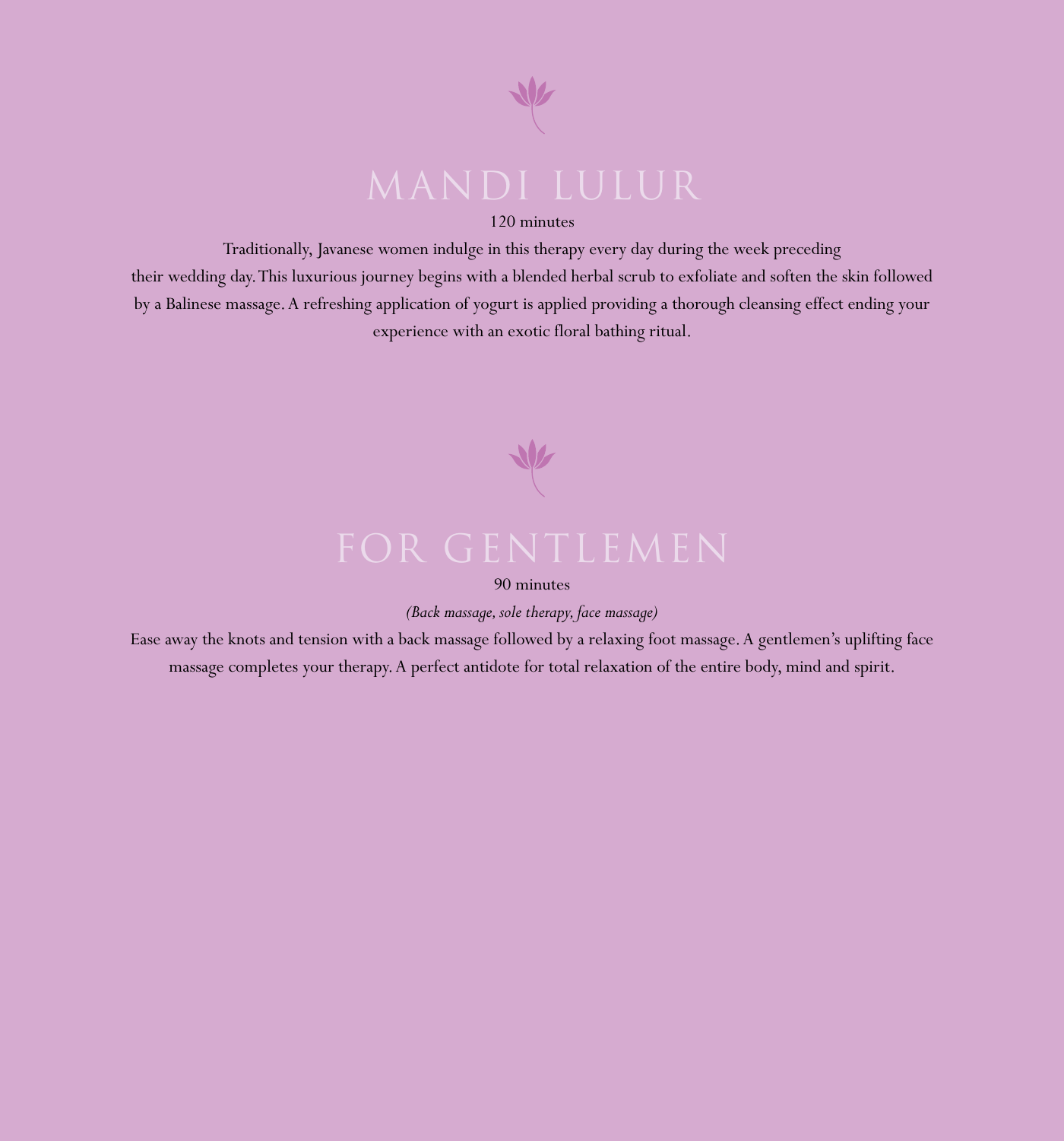# MANDI LULUR

120 minutes

Traditionally, Javanese women indulge in this therapy every day during the week preceding their wedding day. This luxurious journey begins with a blended herbal scrub to exfoliate and soften the skin followed by a Balinese massage. A refreshing application of yogurt is applied providing a thorough cleansing effect ending your experience with an exotic floral bathing ritual.

# FOR GENTLEMEN

90 minutes

*(Back massage, sole therapy, face massage)*

Ease away the knots and tension with a back massage followed by a relaxing foot massage. A gentlemen's uplifting face massage completes your therapy. A perfect antidote for total relaxation of the entire body, mind and spirit.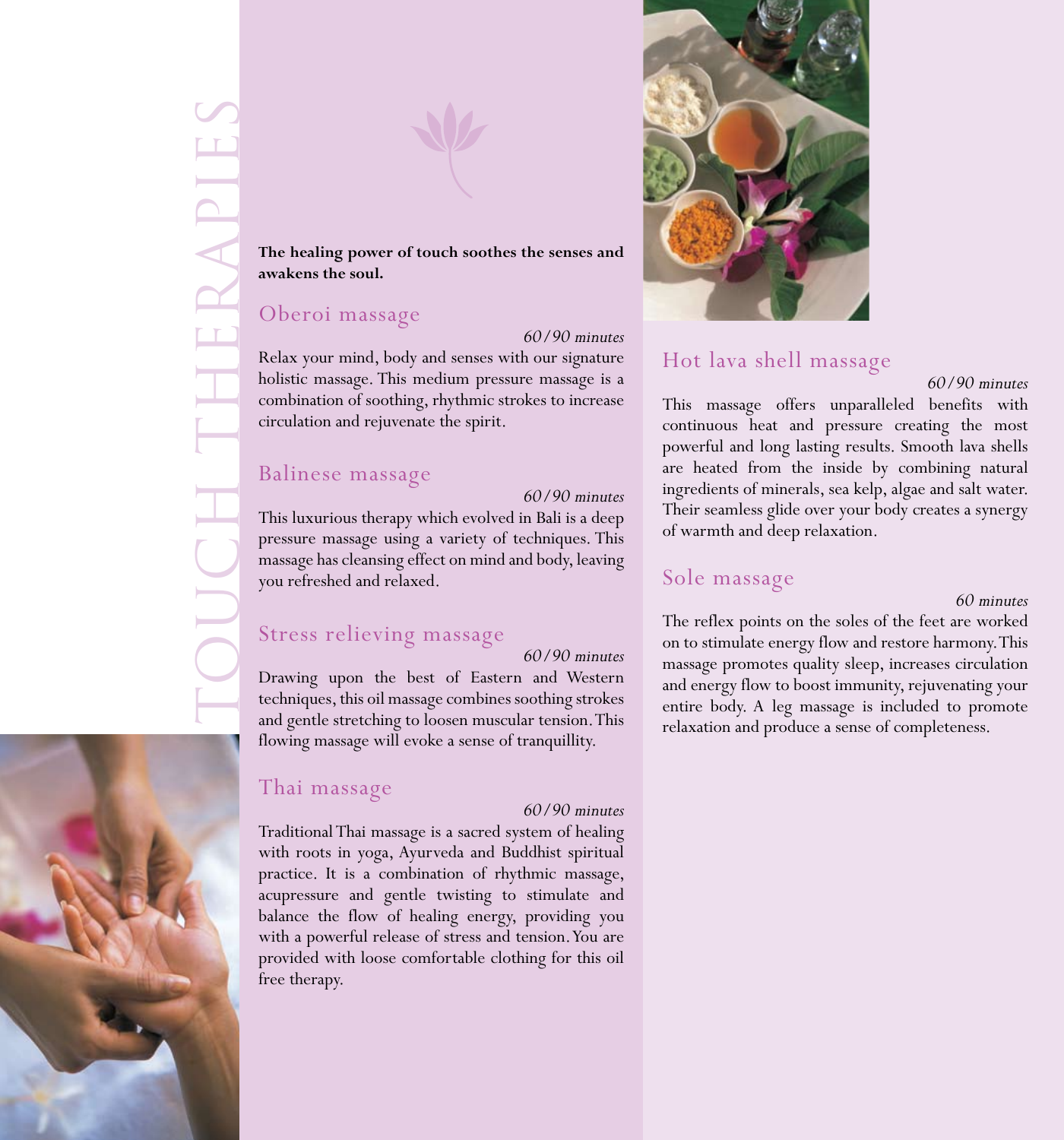# TOUCH THERAPIES

**The healing power of touch soothes the senses and awakens the soul.**

## Oberoi massage

*60/90 minutes*

Relax your mind, body and senses with our signature holistic massage. This medium pressure massage is a combination of soothing, rhythmic strokes to increase circulation and rejuvenate the spirit.

## Balinese massage

*60/90 minutes*

This luxurious therapy which evolved in Bali is a deep pressure massage using a variety of techniques. This massage has cleansing effect on mind and body, leaving you refreshed and relaxed.

## Stress relieving massage

*60/90 minutes*

Drawing upon the best of Eastern and Western techniques, this oil massage combines soothing strokes and gentle stretching to loosen muscular tension. This flowing massage will evoke a sense of tranquillity.

## Thai massage

*60/90 minutes*

Traditional Thai massage is a sacred system of healing with roots in yoga, Ayurveda and Buddhist spiritual practice. It is a combination of rhythmic massage, acupressure and gentle twisting to stimulate and balance the flow of healing energy, providing you with a powerful release of stress and tension. You are provided with loose comfortable clothing for this oil free therapy.

## Hot lava shell massage

*60/90 minutes*

This massage offers unparalleled benefits with continuous heat and pressure creating the most powerful and long lasting results. Smooth lava shells are heated from the inside by combining natural ingredients of minerals, sea kelp, algae and salt water. Their seamless glide over your body creates a synergy of warmth and deep relaxation.

## Sole massage

*60 minutes*

The reflex points on the soles of the feet are worked on to stimulate energy flow and restore harmony. This massage promotes quality sleep, increases circulation and energy flow to boost immunity, rejuvenating your entire body. A leg massage is included to promote relaxation and produce a sense of completeness.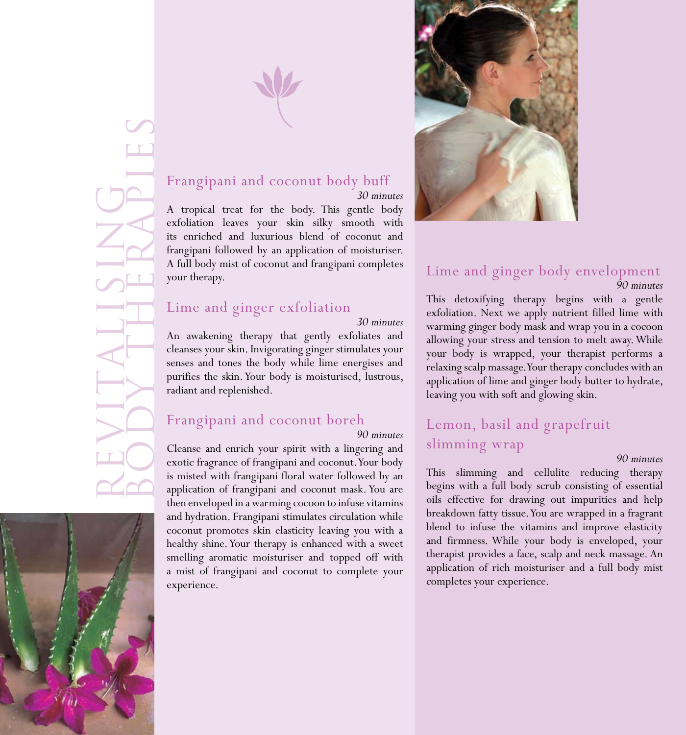# Revitalising Body Therapies

## Frangipani and coconut body buff

*30 minutes*

A tropical treat for the body. This gentle body exfoliation leaves your skin silky smooth with its enriched and luxurious blend of coconut and frangipani followed by an application of moisturiser. A full body mist of coconut and frangipani completes your therapy.

## Lime and ginger exfoliation

*30 minutes*

An awakening therapy that gently exfoliates and cleanses your skin. Invigorating ginger stimulates your senses and tones the body while lime energises and purifies the skin. Your body is moisturised, lustrous, radiant and replenished.

## Frangipani and coconut boreh

*90 minutes*

Cleanse and enrich your spirit with a lingering and exotic fragrance of frangipani and coconut. Your body is misted with frangipani floral water followed by an application of frangipani and coconut mask. You are then enveloped in a warming cocoon to infuse vitamins and hydration. Frangipani stimulates circulation while coconut promotes skin elasticity leaving you with a healthy shine. Your therapy is enhanced with a sweet smelling aromatic moisturiser and topped off with a mist of frangipani and coconut to complete your experience.

## Lime and ginger body envelopment

*90 minutes*

This detoxifying therapy begins with a gentle exfoliation. Next we apply nutrient filled lime with warming ginger body mask and wrap you in a cocoon allowing your stress and tension to melt away. While your body is wrapped, your therapist performs a relaxing scalp massage. Your therapy concludes with an application of lime and ginger body butter to hydrate, leaving you with soft and glowing skin.

## Lemon, basil and grapefruit slimming wrap

*90 minutes*

This slimming and cellulite reducing therapy begins with a full body scrub consisting of essential oils effective for drawing out impurities and help breakdown fatty tissue. You are wrapped in a fragrant blend to infuse the vitamins and improve elasticity and firmness. While your body is enveloped, your therapist provides a face, scalp and neck massage. An application of rich moisturiser and a full body mist completes your experience.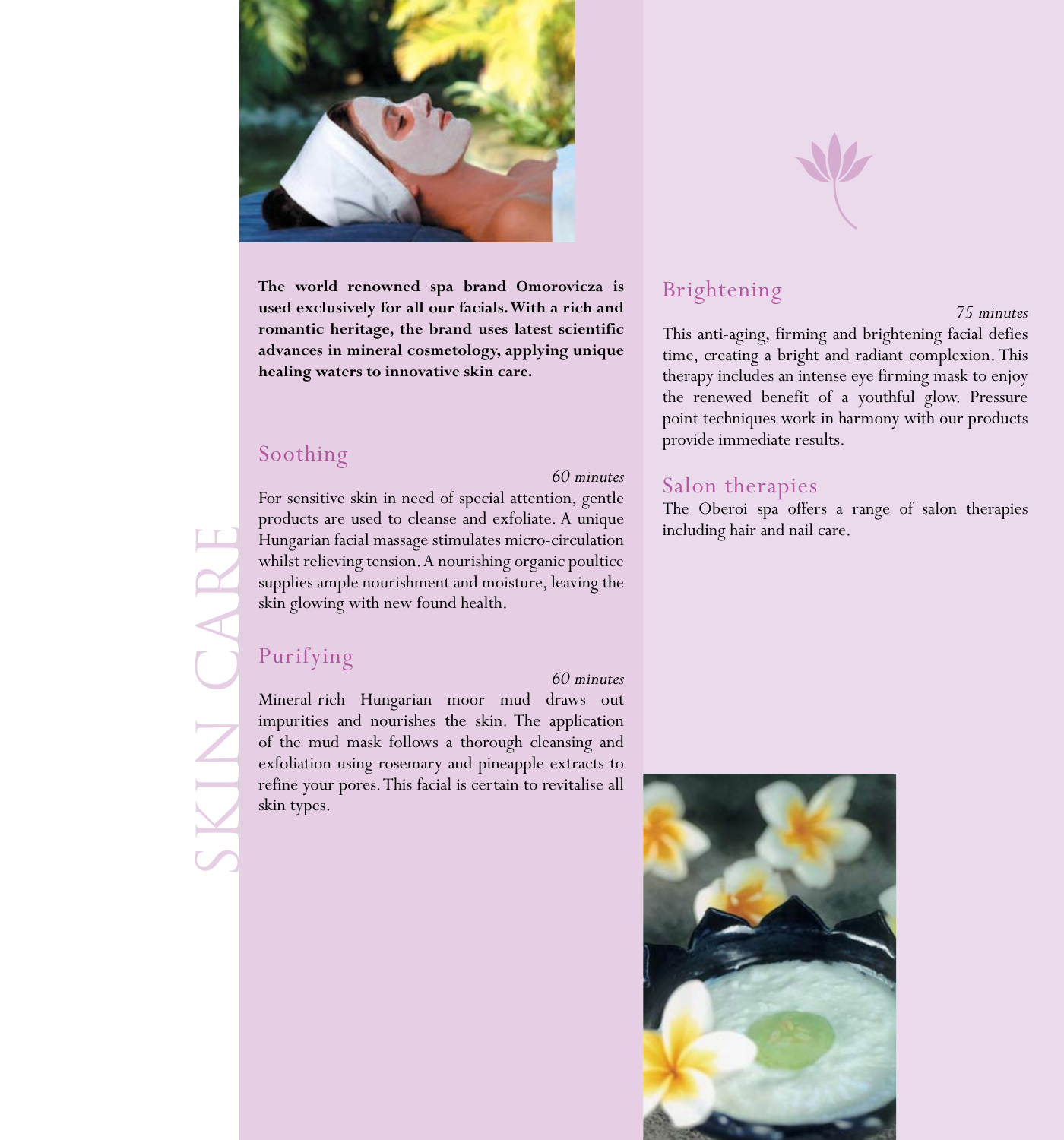# SKIN CARE

**The world renowned spa brand Omorovicza is used exclusively for all our facials. With a rich and romantic heritage, the brand uses latest scientific advances in mineral cosmetology, applying unique healing waters to innovative skin care.**

## Soothing

*60 minutes*

For sensitive skin in need of special attention, gentle products are used to cleanse and exfoliate. A unique Hungarian facial massage stimulates micro-circulation whilst relieving tension. A nourishing organic poultice supplies ample nourishment and moisture, leaving the skin glowing with new found health.

## Purifying

*60 minutes*

Mineral-rich Hungarian moor mud draws out impurities and nourishes the skin. The application of the mud mask follows a thorough cleansing and exfoliation using rosemary and pineapple extracts to refine your pores. This facial is certain to revitalise all skin types.

## Brightening

*75 minutes*

This anti-aging, firming and brightening facial defies time, creating a bright and radiant complexion. This therapy includes an intense eye firming mask to enjoy the renewed benefit of a youthful glow. Pressure point techniques work in harmony with our products provide immediate results.

## Salon therapies

The Oberoi spa offers a range of salon therapies including hair and nail care.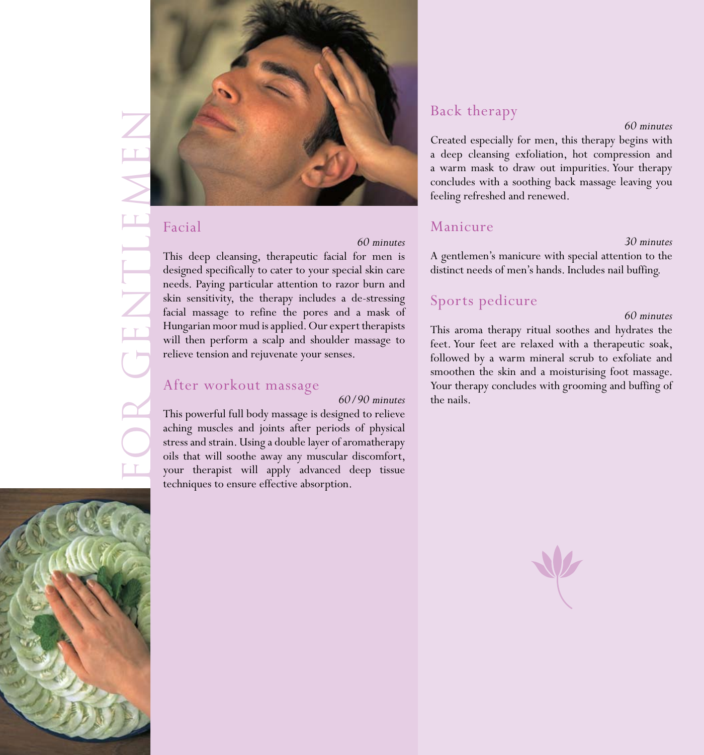# FOR GENTLEMEN

## Facial

*60 minutes*

This deep cleansing, therapeutic facial for men is designed specifically to cater to your special skin care needs. Paying particular attention to razor burn and skin sensitivity, the therapy includes a de-stressing facial massage to refine the pores and a mask of Hungarian moor mud is applied. Our expert therapists will then perform a scalp and shoulder massage to relieve tension and rejuvenate your senses.

## After workout massage

*60/90 minutes*

This powerful full body massage is designed to relieve aching muscles and joints after periods of physical stress and strain. Using a double layer of aromatherapy oils that will soothe away any muscular discomfort, your therapist will apply advanced deep tissue techniques to ensure effective absorption.

## Back therapy

*60 minutes*

Created especially for men, this therapy begins with a deep cleansing exfoliation, hot compression and a warm mask to draw out impurities. Your therapy concludes with a soothing back massage leaving you feeling refreshed and renewed.

## Manicure

*30 minutes*

A gentlemen's manicure with special attention to the distinct needs of men's hands. Includes nail buffing.

## Sports pedicure

*60 minutes*

This aroma therapy ritual soothes and hydrates the feet. Your feet are relaxed with a therapeutic soak, followed by a warm mineral scrub to exfoliate and smoothen the skin and a moisturising foot massage. Your therapy concludes with grooming and buffing of the nails.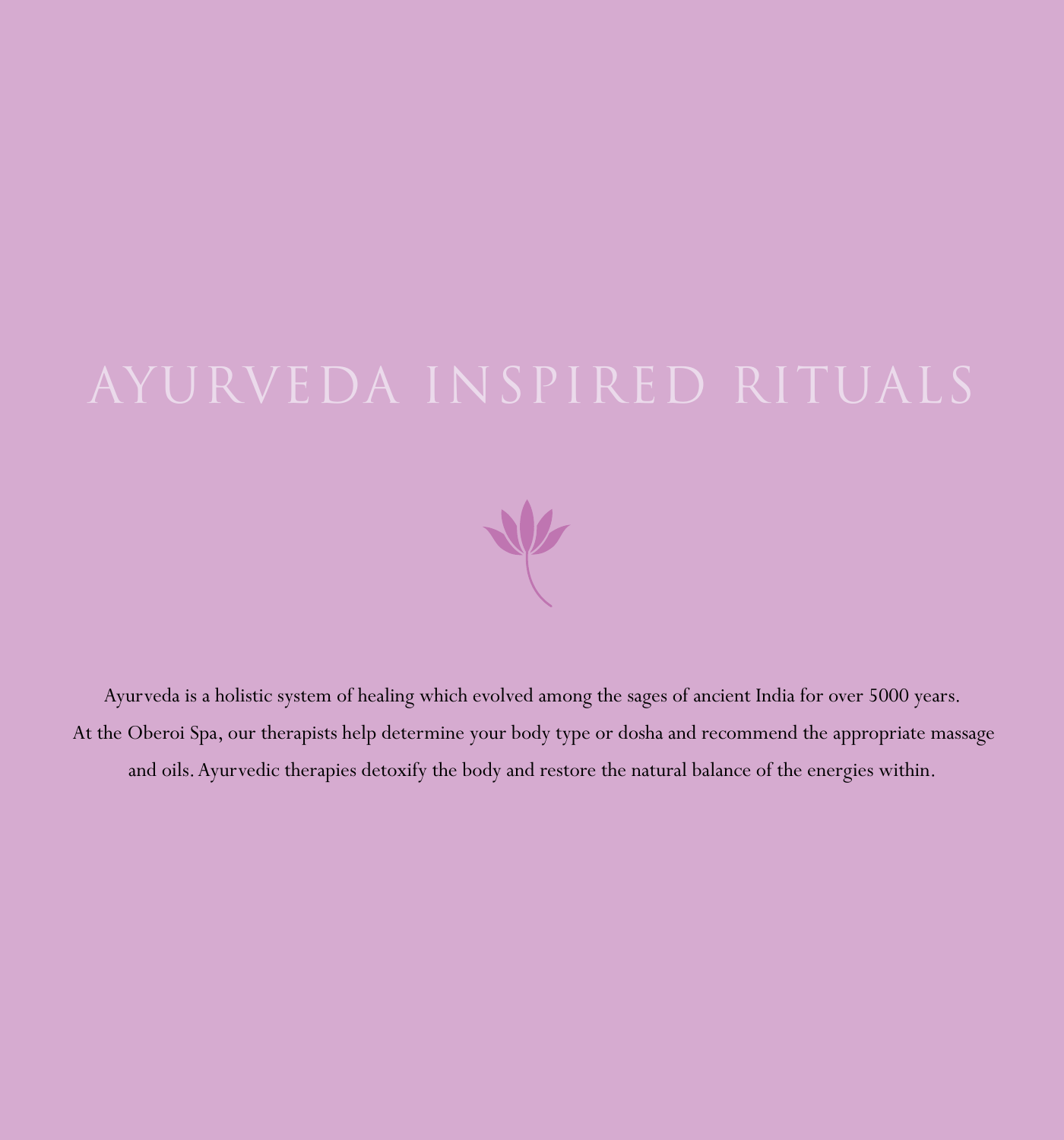# AYURVEDA INSPIRED RITUALS

Ayurveda is a holistic system of healing which evolved among the sages of ancient India for over 5000 years. At the Oberoi Spa, our therapists help determine your body type or dosha and recommend the appropriate massage and oils. Ayurvedic therapies detoxify the body and restore the natural balance of the energies within.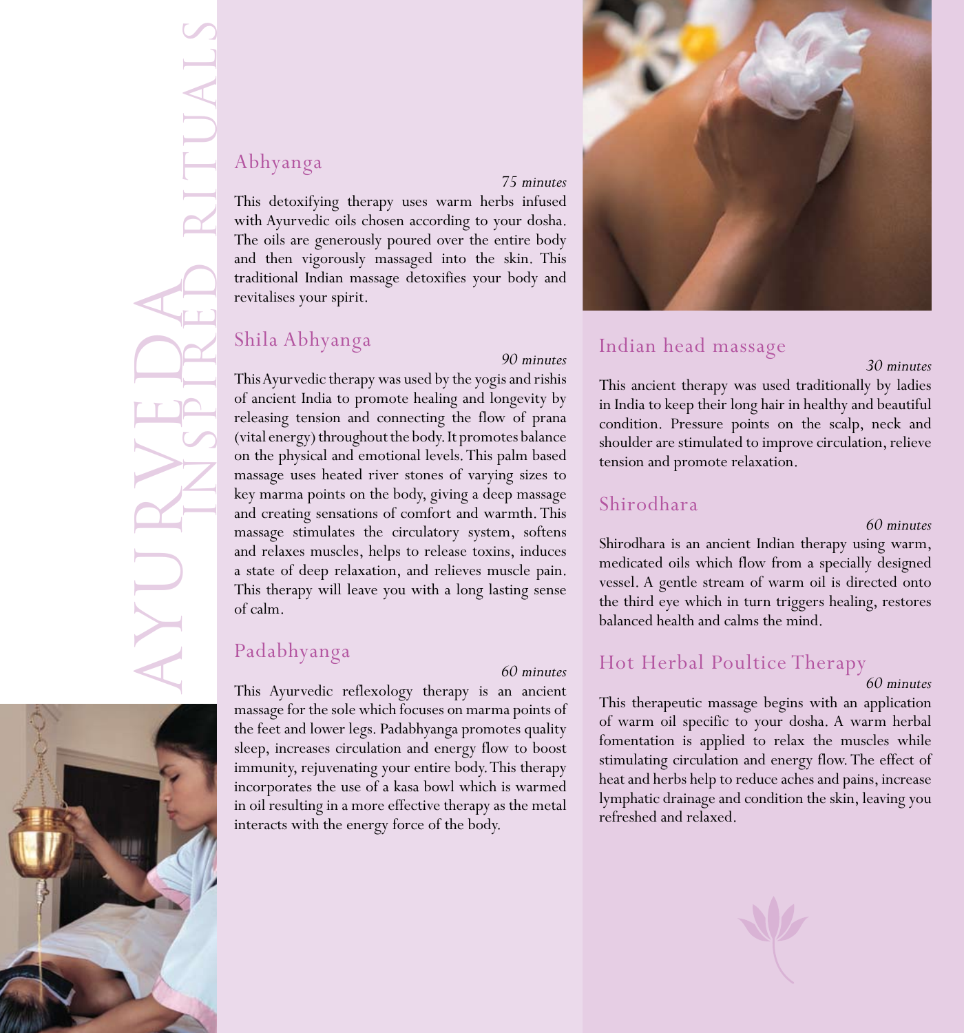# AYURVEDA INSPIRED RITUALS

## Abhyanga

*75 minutes*

This detoxifying therapy uses warm herbs infused with Ayurvedic oils chosen according to your dosha. The oils are generously poured over the entire body and then vigorously massaged into the skin. This traditional Indian massage detoxifies your body and revitalises your spirit.

## Shila Abhyanga

*90 minutes*

This Ayurvedic therapy was used by the yogis and rishis of ancient India to promote healing and longevity by releasing tension and connecting the flow of prana (vital energy) throughout the body. It promotes balance on the physical and emotional levels. This palm based massage uses heated river stones of varying sizes to key marma points on the body, giving a deep massage and creating sensations of comfort and warmth. This massage stimulates the circulatory system, softens and relaxes muscles, helps to release toxins, induces a state of deep relaxation, and relieves muscle pain. This therapy will leave you with a long lasting sense of calm.

## Padabhyanga

*60 minutes*

This Ayurvedic reflexology therapy is an ancient massage for the sole which focuses on marma points of the feet and lower legs. Padabhyanga promotes quality sleep, increases circulation and energy flow to boost immunity, rejuvenating your entire body. This therapy incorporates the use of a kasa bowl which is warmed in oil resulting in a more effective therapy as the metal interacts with the energy force of the body.

## Indian head massage

*30 minutes*

This ancient therapy was used traditionally by ladies in India to keep their long hair in healthy and beautiful condition. Pressure points on the scalp, neck and shoulder are stimulated to improve circulation, relieve tension and promote relaxation.

## Shirodhara

*60 minutes*

Shirodhara is an ancient Indian therapy using warm, medicated oils which flow from a specially designed vessel. A gentle stream of warm oil is directed onto the third eye which in turn triggers healing, restores balanced health and calms the mind.

## Hot Herbal Poultice Therapy

*60 minutes*

This therapeutic massage begins with an application of warm oil specific to your dosha. A warm herbal fomentation is applied to relax the muscles while stimulating circulation and energy flow. The effect of heat and herbs help to reduce aches and pains, increase lymphatic drainage and condition the skin, leaving you refreshed and relaxed.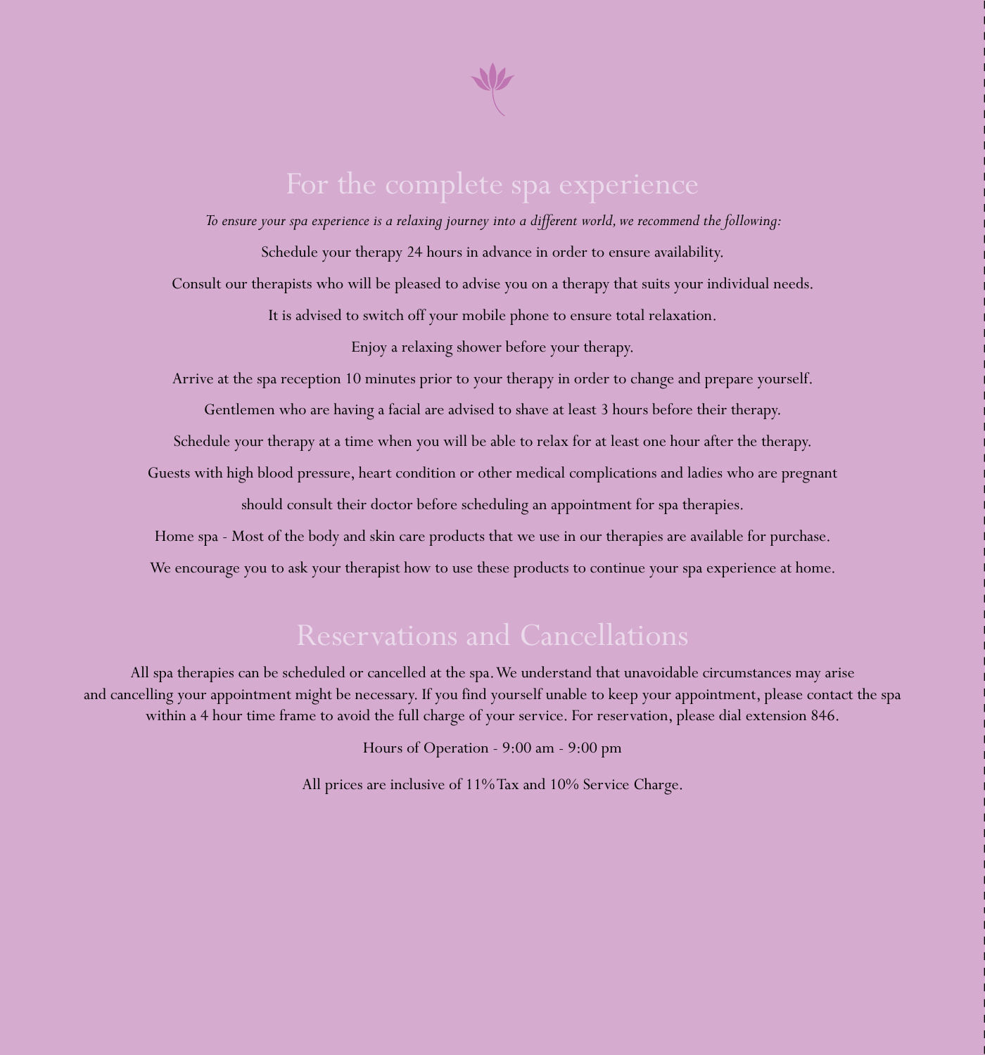# For the complete spa experience

*To ensure your spa experience is a relaxing journey into a different world, we recommend the following:*

Schedule your therapy 24 hours in advance in order to ensure availability.

Consult our therapists who will be pleased to advise you on a therapy that suits your individual needs.

It is advised to switch off your mobile phone to ensure total relaxation.

Enjoy a relaxing shower before your therapy.

Arrive at the spa reception 10 minutes prior to your therapy in order to change and prepare yourself.

Gentlemen who are having a facial are advised to shave at least 3 hours before their therapy.

Schedule your therapy at a time when you will be able to relax for at least one hour after the therapy.

Guests with high blood pressure, heart condition or other medical complications and ladies who are pregnant should consult their doctor before scheduling an appointment for spa therapies.

Home spa - Most of the body and skin care products that we use in our therapies are available for purchase. We encourage you to ask your therapist how to use these products to continue your spa experience at home.

# Reservations and Cancellations

All spa therapies can be scheduled or cancelled at the spa. We understand that unavoidable circumstances may arise and cancelling your appointment might be necessary. If you find yourself unable to keep your appointment, please contact the spa within a 4 hour time frame to avoid the full charge of your service. For reservation, please dial extension 846.

Hours of Operation - 9:00 am - 9:00 pm

All prices are inclusive of 11% Tax and 10% Service Charge.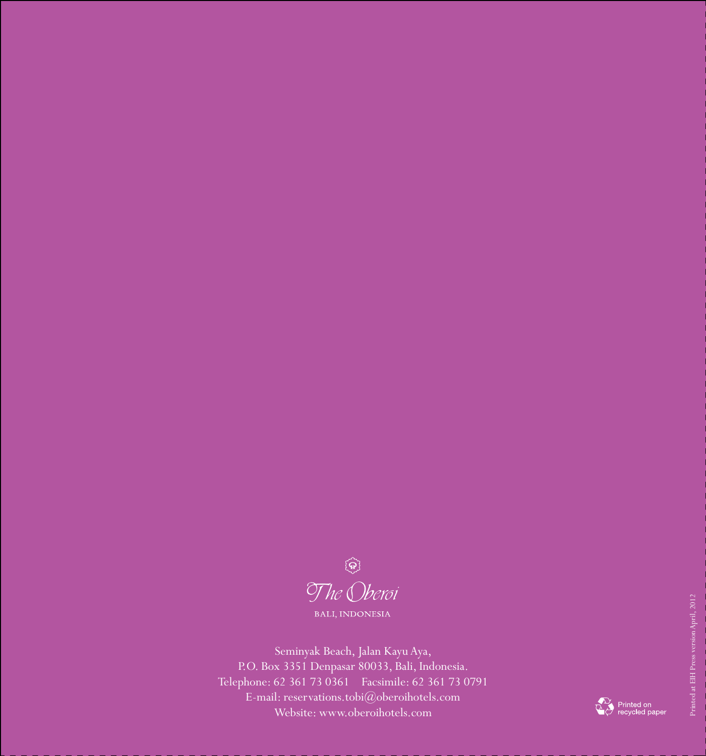The Oberoi

BALI, INDONESIA

Seminyak Beach, Jalan Kayu Aya,
P.O. Box 3351 Denpasar 80033, Bali, Indonesia.
Telephone: 62 361 73 0361    Facsimile: 62 361 73 0791
E-mail: reservations.tobi@oberoihotels.com
Website: www.oberoihotels.com

Printed on recycled paper

Printed at EIH Press version April, 2012